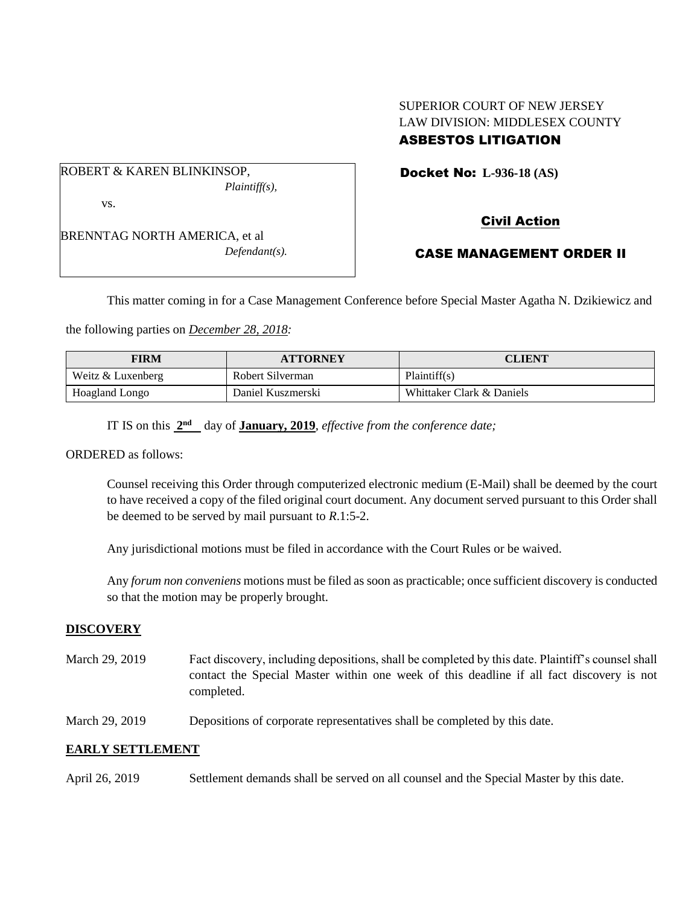SUPERIOR COURT OF NEW JERSEY
LAW DIVISION: MIDDLESEX COUNTY
**ASBESTOS LITIGATION**

ROBERT & KAREN BLINKINSOP,
*Plaintiff(s),*

vs.

BRENNTAG NORTH AMERICA, et al
*Defendant(s).*

**Docket No: L-936-18 (AS)**

**Civil Action**

**CASE MANAGEMENT ORDER II**

This matter coming in for a Case Management Conference before Special Master Agatha N. Dzikiewicz and the following parties on *December 28, 2018:*

| FIRM | ATTORNEY | CLIENT |
|---|---|---|
| Weitz & Luxenberg | Robert Silverman | Plaintiff(s) |
| Hoagland Longo | Daniel Kuszmerski | Whittaker Clark & Daniels |

IT IS on this **2nd** day of **January, 2019**, *effective from the conference date;*

ORDERED as follows:

Counsel receiving this Order through computerized electronic medium (E-Mail) shall be deemed by the court to have received a copy of the filed original court document. Any document served pursuant to this Order shall be deemed to be served by mail pursuant to *R*.1:5-2.

Any jurisdictional motions must be filed in accordance with the Court Rules or be waived.

Any *forum non conveniens* motions must be filed as soon as practicable; once sufficient discovery is conducted so that the motion may be properly brought.

**DISCOVERY**

March 29, 2019 Fact discovery, including depositions, shall be completed by this date. Plaintiff's counsel shall contact the Special Master within one week of this deadline if all fact discovery is not completed.

March 29, 2019 Depositions of corporate representatives shall be completed by this date.

**EARLY SETTLEMENT**

April 26, 2019 Settlement demands shall be served on all counsel and the Special Master by this date.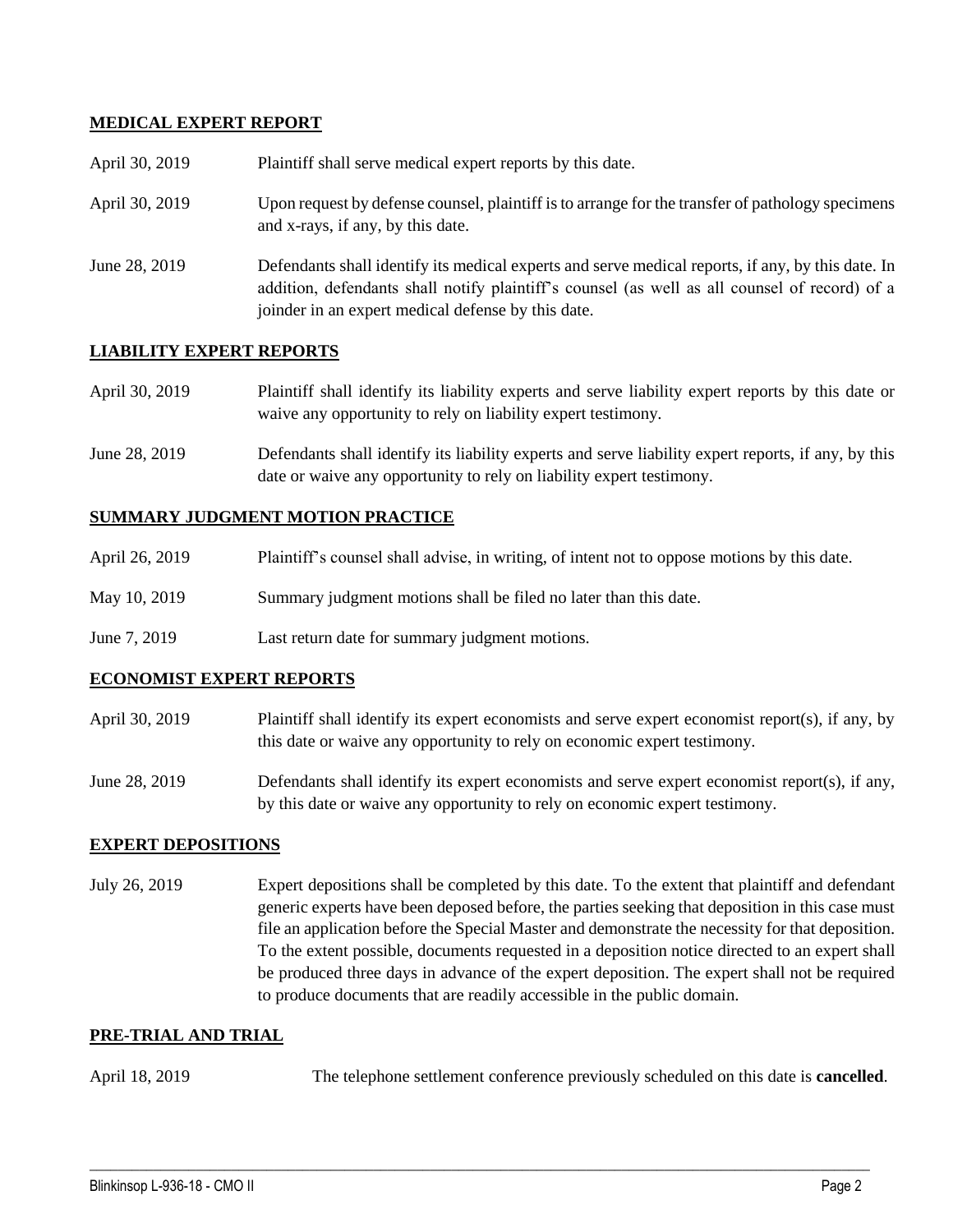## MEDICAL EXPERT REPORT

| | |
|---|---|
| April 30, 2019 | Plaintiff shall serve medical expert reports by this date. |
| April 30, 2019 | Upon request by defense counsel, plaintiff is to arrange for the transfer of pathology specimens and x-rays, if any, by this date. |
| June 28, 2019 | Defendants shall identify its medical experts and serve medical reports, if any, by this date. In addition, defendants shall notify plaintiff's counsel (as well as all counsel of record) of a joinder in an expert medical defense by this date. |

## LIABILITY EXPERT REPORTS

| | |
|---|---|
| April 30, 2019 | Plaintiff shall identify its liability experts and serve liability expert reports by this date or waive any opportunity to rely on liability expert testimony. |
| June 28, 2019 | Defendants shall identify its liability experts and serve liability expert reports, if any, by this date or waive any opportunity to rely on liability expert testimony. |

## SUMMARY JUDGMENT MOTION PRACTICE

| | |
|---|---|
| April 26, 2019 | Plaintiff's counsel shall advise, in writing, of intent not to oppose motions by this date. |
| May 10, 2019 | Summary judgment motions shall be filed no later than this date. |
| June 7, 2019 | Last return date for summary judgment motions. |

## ECONOMIST EXPERT REPORTS

| | |
|---|---|
| April 30, 2019 | Plaintiff shall identify its expert economists and serve expert economist report(s), if any, by this date or waive any opportunity to rely on economic expert testimony. |
| June 28, 2019 | Defendants shall identify its expert economists and serve expert economist report(s), if any, by this date or waive any opportunity to rely on economic expert testimony. |

## EXPERT DEPOSITIONS

| | |
|---|---|
| July 26, 2019 | Expert depositions shall be completed by this date. To the extent that plaintiff and defendant generic experts have been deposed before, the parties seeking that deposition in this case must file an application before the Special Master and demonstrate the necessity for that deposition. To the extent possible, documents requested in a deposition notice directed to an expert shall be produced three days in advance of the expert deposition. The expert shall not be required to produce documents that are readily accessible in the public domain. |

## PRE-TRIAL AND TRIAL

| | |
|---|---|
| April 18, 2019 | The telephone settlement conference previously scheduled on this date is **cancelled**. |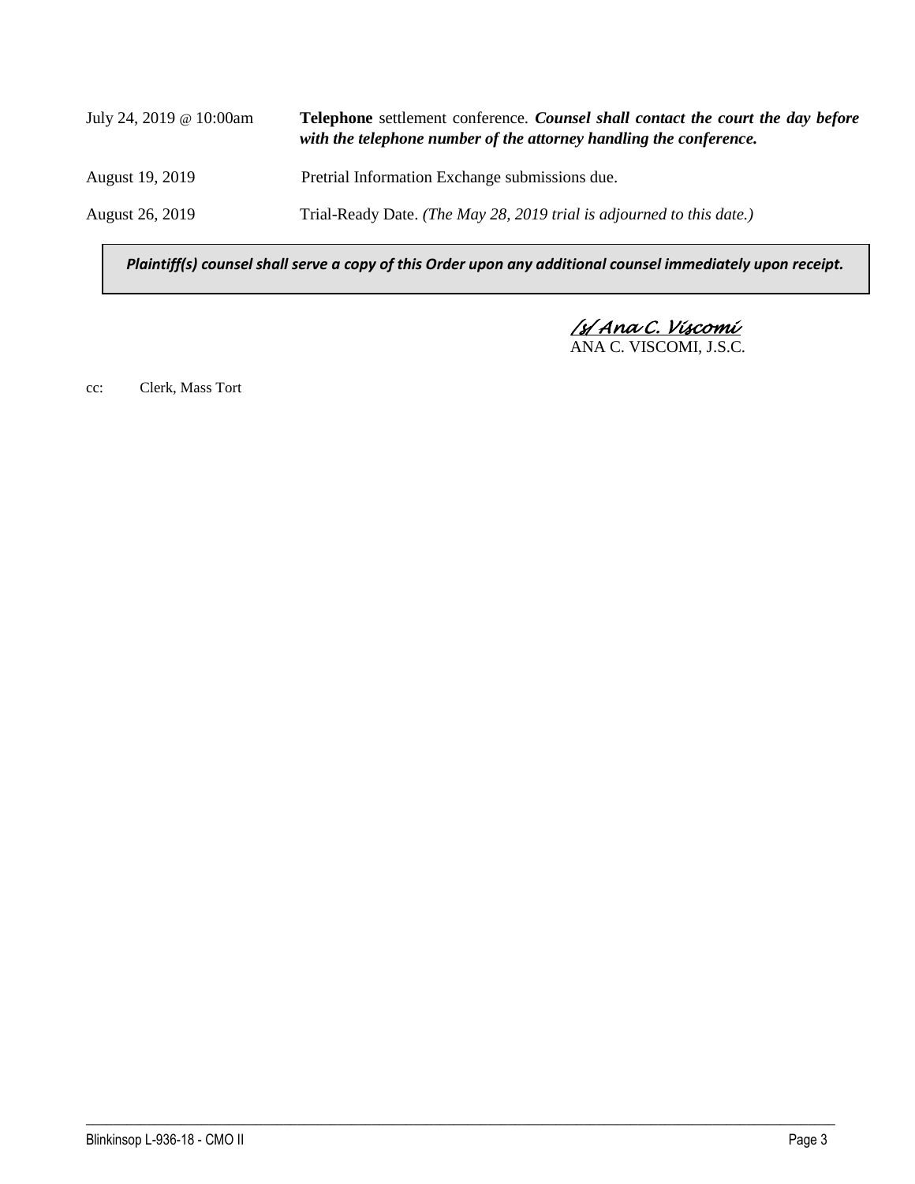| | |
|---|---|
| July 24, 2019 @ 10:00am | **Telephone** settlement conference. ***Counsel shall contact the court the day before with the telephone number of the attorney handling the conference.*** |
| August 19, 2019 | Pretrial Information Exchange submissions due. |
| August 26, 2019 | Trial-Ready Date. *(The May 28, 2019 trial is adjourned to this date.)* |

***Plaintiff(s) counsel shall serve a copy of this Order upon any additional counsel immediately upon receipt.***

/s/ Ana C. Viscomi
ANA C. VISCOMI, J.S.C.

cc: Clerk, Mass Tort